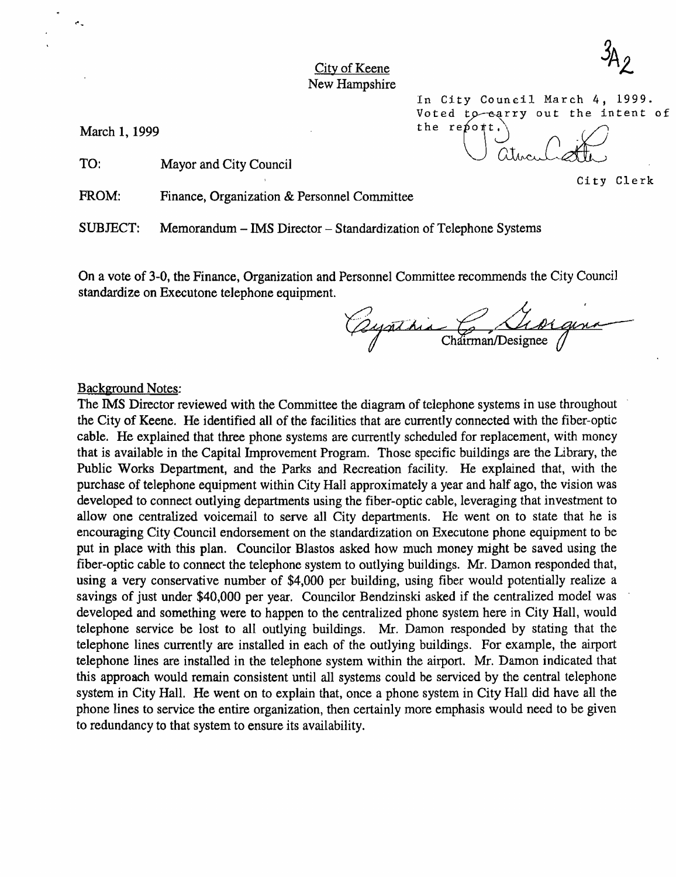3A2

City of Keene
New Hampshire

In City Council March 4, 1999.
Voted to carry out the intent of the report.

City Clerk

March 1, 1999

TO: Mayor and City Council

FROM: Finance, Organization & Personnel Committee

SUBJECT: Memorandum – IMS Director – Standardization of Telephone Systems

On a vote of 3-0, the Finance, Organization and Personnel Committee recommends the City Council standardize on Executone telephone equipment.

Chairman/Designee

Background Notes:

The IMS Director reviewed with the Committee the diagram of telephone systems in use throughout the City of Keene. He identified all of the facilities that are currently connected with the fiber-optic cable. He explained that three phone systems are currently scheduled for replacement, with money that is available in the Capital Improvement Program. Those specific buildings are the Library, the Public Works Department, and the Parks and Recreation facility. He explained that, with the purchase of telephone equipment within City Hall approximately a year and half ago, the vision was developed to connect outlying departments using the fiber-optic cable, leveraging that investment to allow one centralized voicemail to serve all City departments. He went on to state that he is encouraging City Council endorsement on the standardization on Executone phone equipment to be put in place with this plan. Councilor Blastos asked how much money might be saved using the fiber-optic cable to connect the telephone system to outlying buildings. Mr. Damon responded that, using a very conservative number of $4,000 per building, using fiber would potentially realize a savings of just under $40,000 per year. Councilor Bendzinski asked if the centralized model was developed and something were to happen to the centralized phone system here in City Hall, would telephone service be lost to all outlying buildings. Mr. Damon responded by stating that the telephone lines currently are installed in each of the outlying buildings. For example, the airport telephone lines are installed in the telephone system within the airport. Mr. Damon indicated that this approach would remain consistent until all systems could be serviced by the central telephone system in City Hall. He went on to explain that, once a phone system in City Hall did have all the phone lines to service the entire organization, then certainly more emphasis would need to be given to redundancy to that system to ensure its availability.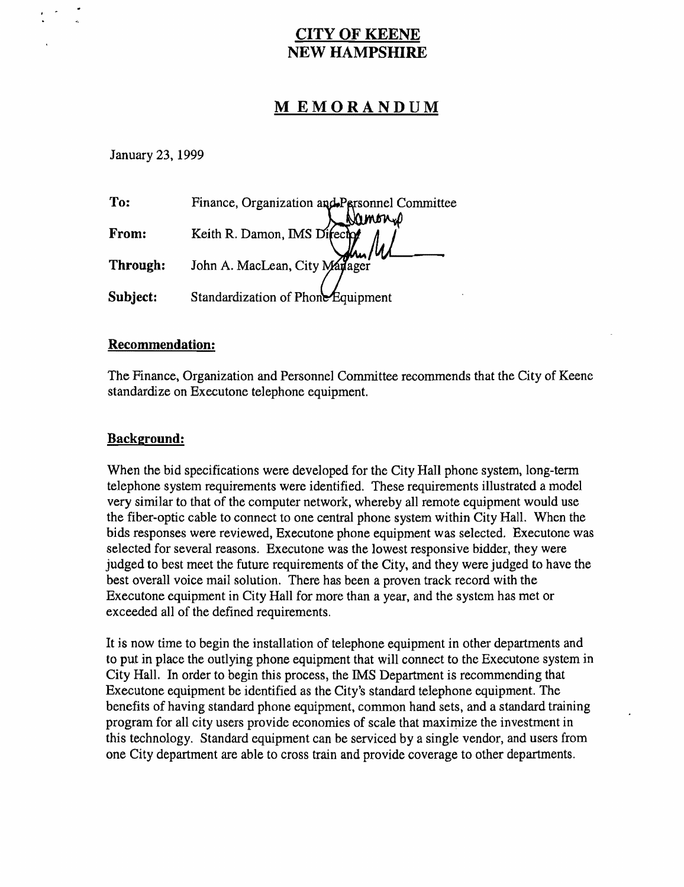# CITY OF KEENE
# NEW HAMPSHIRE

## MEMORANDUM

January 23, 1999

**To:** Finance, Organization and Personnel Committee

**From:** Keith R. Damon, IMS Director

**Through:** John A. MacLean, City Manager

**Subject:** Standardization of Phone Equipment

### Recommendation:

The Finance, Organization and Personnel Committee recommends that the City of Keene standardize on Executone telephone equipment.

### Background:

When the bid specifications were developed for the City Hall phone system, long-term telephone system requirements were identified. These requirements illustrated a model very similar to that of the computer network, whereby all remote equipment would use the fiber-optic cable to connect to one central phone system within City Hall. When the bids responses were reviewed, Executone phone equipment was selected. Executone was selected for several reasons. Executone was the lowest responsive bidder, they were judged to best meet the future requirements of the City, and they were judged to have the best overall voice mail solution. There has been a proven track record with the Executone equipment in City Hall for more than a year, and the system has met or exceeded all of the defined requirements.

It is now time to begin the installation of telephone equipment in other departments and to put in place the outlying phone equipment that will connect to the Executone system in City Hall. In order to begin this process, the IMS Department is recommending that Executone equipment be identified as the City's standard telephone equipment. The benefits of having standard phone equipment, common hand sets, and a standard training program for all city users provide economies of scale that maximize the investment in this technology. Standard equipment can be serviced by a single vendor, and users from one City department are able to cross train and provide coverage to other departments.